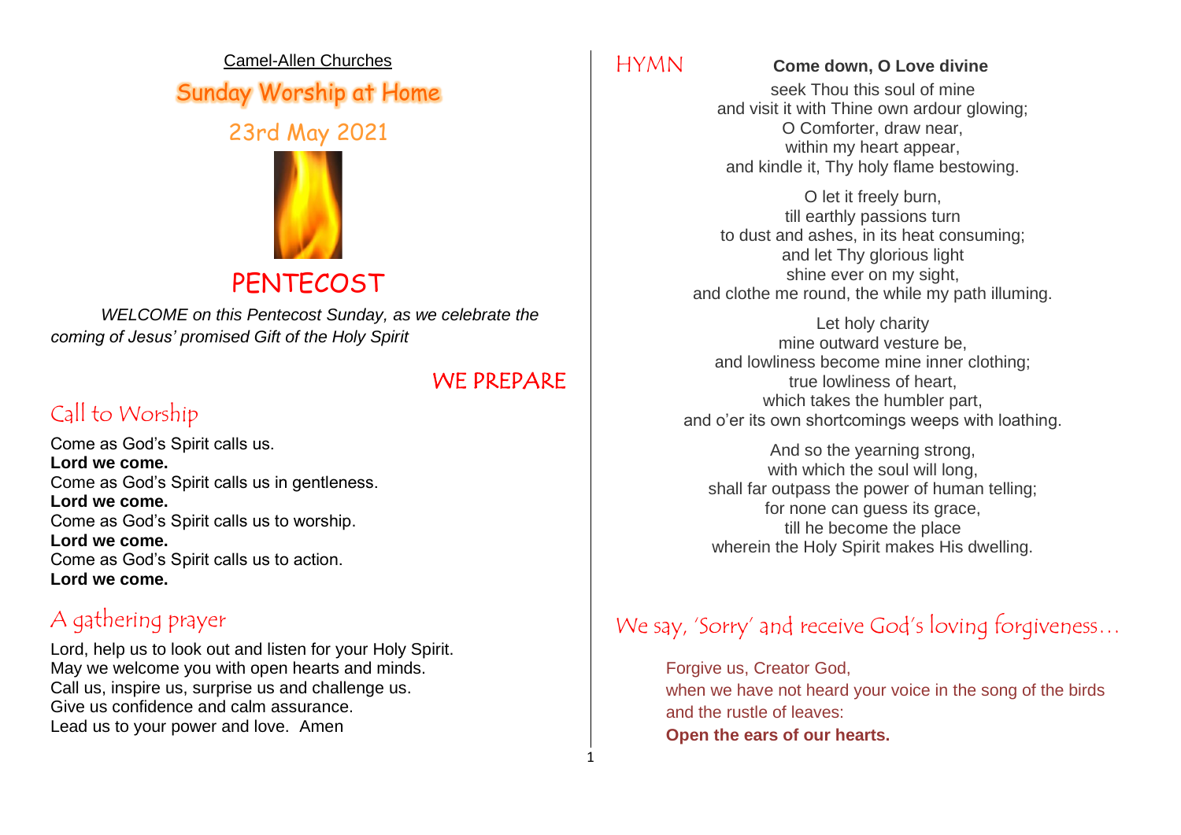Camel-Allen Churches

# Sunday Worship at Home

## 23rd May 2021

# PENTECOST

*WELCOME on this Pentecost Sunday, as we celebrate the coming of Jesus' promised Gift of the Holy Spirit*

## WE PREPARE

### Call to Worship

Come as God's Spirit calls us.
**Lord we come.**
Come as God's Spirit calls us in gentleness.
**Lord we come.**
Come as God's Spirit calls us to worship.
**Lord we come.**
Come as God's Spirit calls us to action.
**Lord we come.**

### A gathering prayer

Lord, help us to look out and listen for your Holy Spirit.
May we welcome you with open hearts and minds.
Call us, inspire us, surprise us and challenge us.
Give us confidence and calm assurance.
Lead us to your power and love. Amen

### HYMN **Come down, O Love divine**

seek Thou this soul of mine
and visit it with Thine own ardour glowing;
O Comforter, draw near,
within my heart appear,
and kindle it, Thy holy flame bestowing.

O let it freely burn,
till earthly passions turn
to dust and ashes, in its heat consuming;
and let Thy glorious light
shine ever on my sight,
and clothe me round, the while my path illuming.

Let holy charity
mine outward vesture be,
and lowliness become mine inner clothing;
true lowliness of heart,
which takes the humbler part,
and o'er its own shortcomings weeps with loathing.

And so the yearning strong,
with which the soul will long,
shall far outpass the power of human telling;
for none can guess its grace,
till he become the place
wherein the Holy Spirit makes His dwelling.

### We say, 'Sorry' and receive God's loving forgiveness…

Forgive us, Creator God,
when we have not heard your voice in the song of the birds
and the rustle of leaves:
**Open the ears of our hearts.**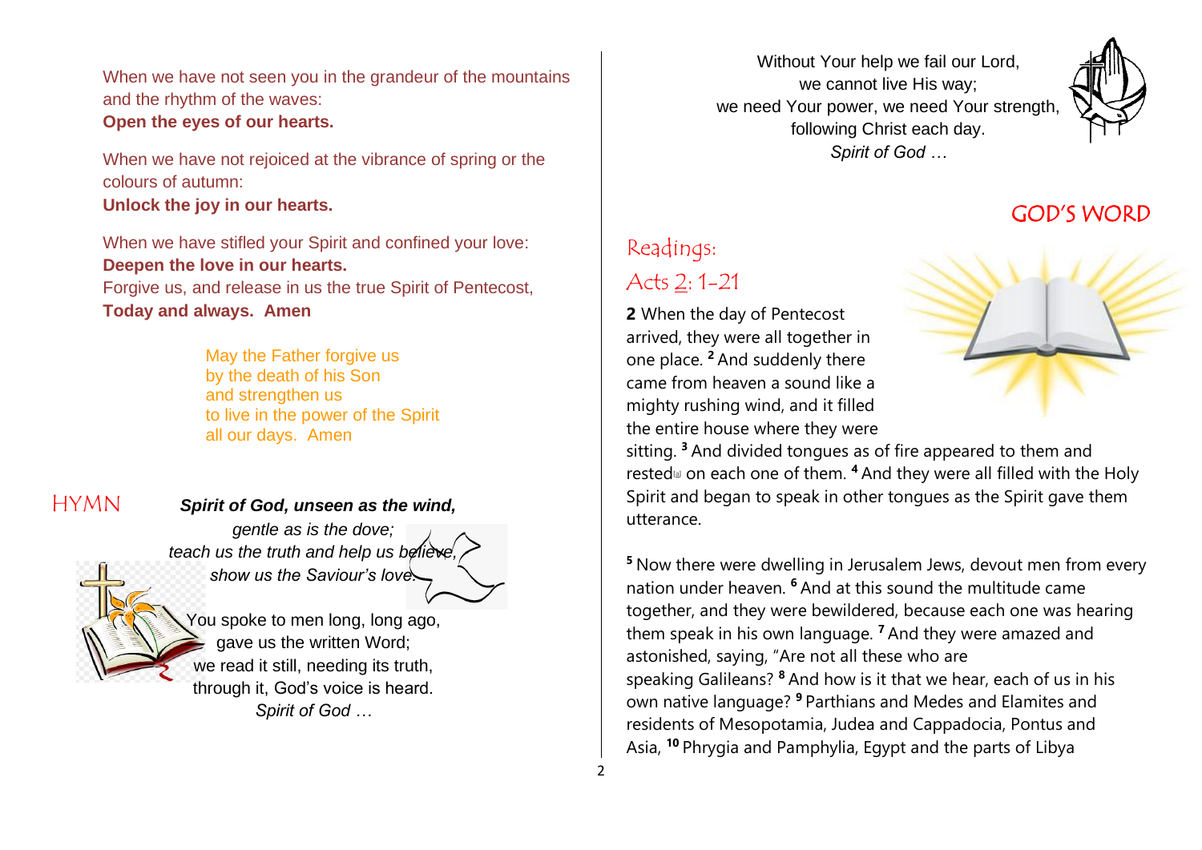When we have not seen you in the grandeur of the mountains and the rhythm of the waves:
**Open the eyes of our hearts.**

When we have not rejoiced at the vibrance of spring or the colours of autumn:
**Unlock the joy in our hearts.**

When we have stifled your Spirit and confined your love:
**Deepen the love in our hearts.**
Forgive us, and release in us the true Spirit of Pentecost,
**Today and always. Amen**

May the Father forgive us
by the death of his Son
and strengthen us
to live in the power of the Spirit
all our days. Amen

## HYMN

***Spirit of God, unseen as the wind,***
*gentle as is the dove;*
*teach us the truth and help us believe,*
*show us the Saviour's love.*

You spoke to men long, long ago,
gave us the written Word;
we read it still, needing its truth,
through it, God's voice is heard.
*Spirit of God …*

Without Your help we fail our Lord,
we cannot live His way;
we need Your power, we need Your strength,
following Christ each day.
*Spirit of God …*

## GOD'S WORD

### Readings:

### Acts 2: 1-21

**2** When the day of Pentecost arrived, they were all together in one place. [2] And suddenly there came from heaven a sound like a mighty rushing wind, and it filled the entire house where they were sitting. [3] And divided tongues as of fire appeared to them and rested[a] on each one of them. [4] And they were all filled with the Holy Spirit and began to speak in other tongues as the Spirit gave them utterance.

[5] Now there were dwelling in Jerusalem Jews, devout men from every nation under heaven. [6] And at this sound the multitude came together, and they were bewildered, because each one was hearing them speak in his own language. [7] And they were amazed and astonished, saying, "Are not all these who are speaking Galileans? [8] And how is it that we hear, each of us in his own native language? [9] Parthians and Medes and Elamites and residents of Mesopotamia, Judea and Cappadocia, Pontus and Asia, [10] Phrygia and Pamphylia, Egypt and the parts of Libya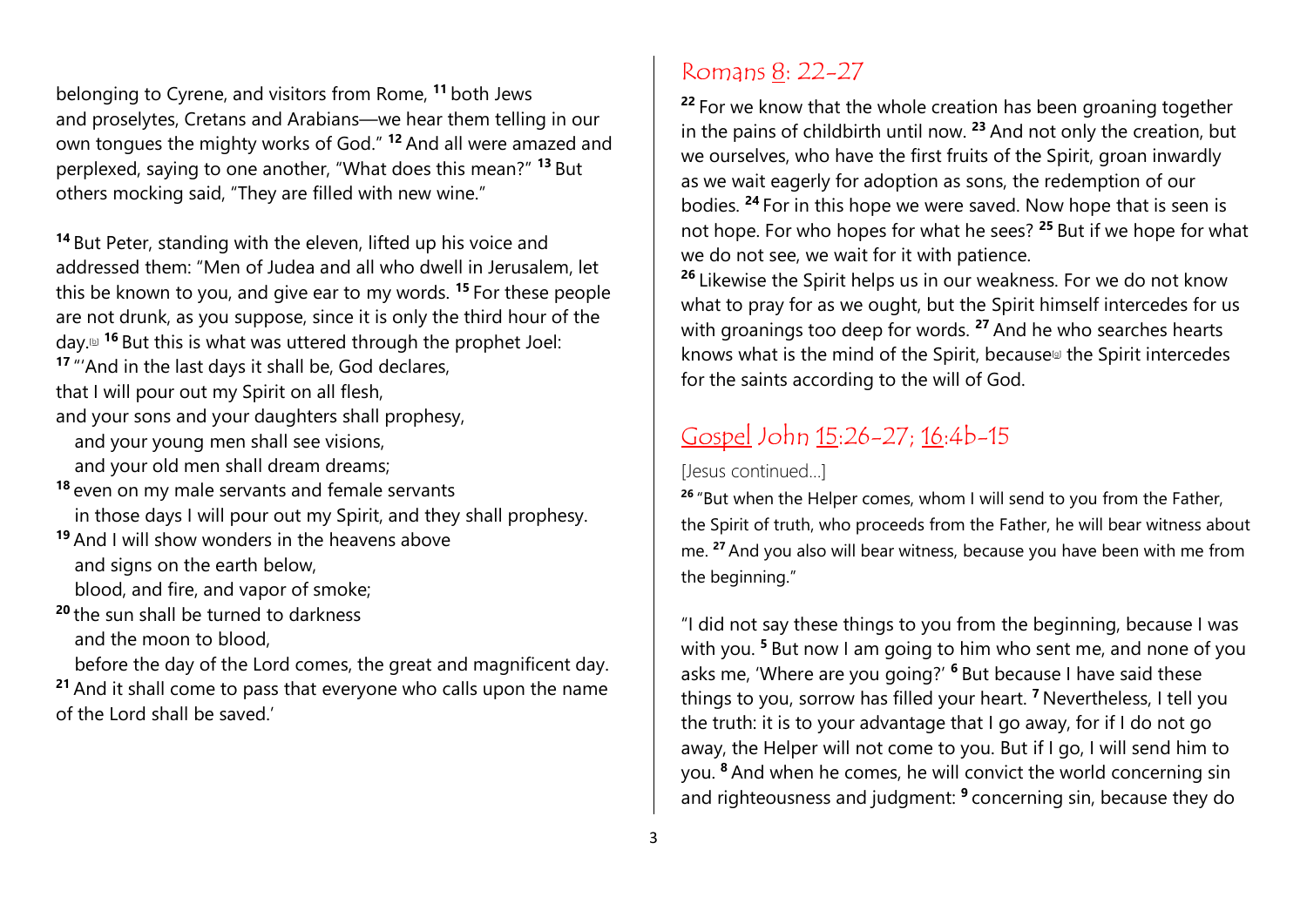belonging to Cyrene, and visitors from Rome, [11] both Jews and proselytes, Cretans and Arabians—we hear them telling in our own tongues the mighty works of God." [12] And all were amazed and perplexed, saying to one another, "What does this mean?" [13] But others mocking said, "They are filled with new wine."

[14] But Peter, standing with the eleven, lifted up his voice and addressed them: "Men of Judea and all who dwell in Jerusalem, let this be known to you, and give ear to my words. [15] For these people are not drunk, as you suppose, since it is only the third hour of the day.[b] [16] But this is what was uttered through the prophet Joel:

[17] "'And in the last days it shall be, God declares,
that I will pour out my Spirit on all flesh,
and your sons and your daughters shall prophesy,
and your young men shall see visions,
and your old men shall dream dreams;
[18] even on my male servants and female servants
in those days I will pour out my Spirit, and they shall prophesy.
[19] And I will show wonders in the heavens above
and signs on the earth below,
blood, and fire, and vapor of smoke;
[20] the sun shall be turned to darkness
and the moon to blood,
before the day of the Lord comes, the great and magnificent day.
[21] And it shall come to pass that everyone who calls upon the name of the Lord shall be saved.'

## Romans 8: 22-27

[22] For we know that the whole creation has been groaning together in the pains of childbirth until now. [23] And not only the creation, but we ourselves, who have the first fruits of the Spirit, groan inwardly as we wait eagerly for adoption as sons, the redemption of our bodies. [24] For in this hope we were saved. Now hope that is seen is not hope. For who hopes for what he sees? [25] But if we hope for what we do not see, we wait for it with patience.

[26] Likewise the Spirit helps us in our weakness. For we do not know what to pray for as we ought, but the Spirit himself intercedes for us with groanings too deep for words. [27] And he who searches hearts knows what is the mind of the Spirit, because[a] the Spirit intercedes for the saints according to the will of God.

## Gospel John 15:26-27; 16:4b-15

[Jesus continued…]

[26] "But when the Helper comes, whom I will send to you from the Father, the Spirit of truth, who proceeds from the Father, he will bear witness about me. [27] And you also will bear witness, because you have been with me from the beginning."

"I did not say these things to you from the beginning, because I was with you. [5] But now I am going to him who sent me, and none of you asks me, 'Where are you going?' [6] But because I have said these things to you, sorrow has filled your heart. [7] Nevertheless, I tell you the truth: it is to your advantage that I go away, for if I do not go away, the Helper will not come to you. But if I go, I will send him to you. [8] And when he comes, he will convict the world concerning sin and righteousness and judgment: [9] concerning sin, because they do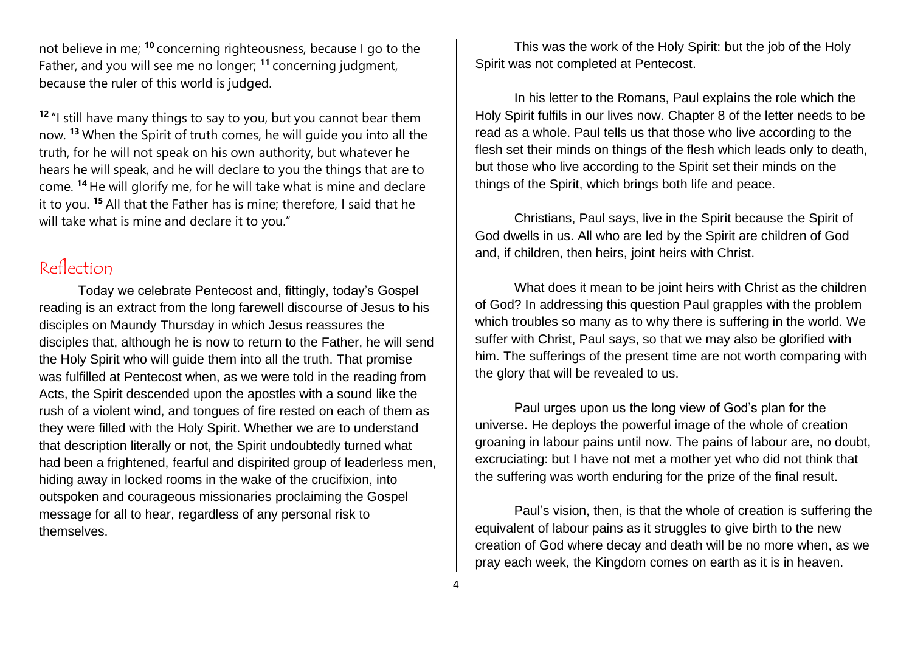not believe in me; [10] concerning righteousness, because I go to the Father, and you will see me no longer; [11] concerning judgment, because the ruler of this world is judged.

[12] "I still have many things to say to you, but you cannot bear them now. [13] When the Spirit of truth comes, he will guide you into all the truth, for he will not speak on his own authority, but whatever he hears he will speak, and he will declare to you the things that are to come. [14] He will glorify me, for he will take what is mine and declare it to you. [15] All that the Father has is mine; therefore, I said that he will take what is mine and declare it to you."

## Reflection

Today we celebrate Pentecost and, fittingly, today's Gospel reading is an extract from the long farewell discourse of Jesus to his disciples on Maundy Thursday in which Jesus reassures the disciples that, although he is now to return to the Father, he will send the Holy Spirit who will guide them into all the truth. That promise was fulfilled at Pentecost when, as we were told in the reading from Acts, the Spirit descended upon the apostles with a sound like the rush of a violent wind, and tongues of fire rested on each of them as they were filled with the Holy Spirit. Whether we are to understand that description literally or not, the Spirit undoubtedly turned what had been a frightened, fearful and dispirited group of leaderless men, hiding away in locked rooms in the wake of the crucifixion, into outspoken and courageous missionaries proclaiming the Gospel message for all to hear, regardless of any personal risk to themselves.

This was the work of the Holy Spirit: but the job of the Holy Spirit was not completed at Pentecost.

In his letter to the Romans, Paul explains the role which the Holy Spirit fulfils in our lives now. Chapter 8 of the letter needs to be read as a whole. Paul tells us that those who live according to the flesh set their minds on things of the flesh which leads only to death, but those who live according to the Spirit set their minds on the things of the Spirit, which brings both life and peace.

Christians, Paul says, live in the Spirit because the Spirit of God dwells in us. All who are led by the Spirit are children of God and, if children, then heirs, joint heirs with Christ.

What does it mean to be joint heirs with Christ as the children of God? In addressing this question Paul grapples with the problem which troubles so many as to why there is suffering in the world. We suffer with Christ, Paul says, so that we may also be glorified with him. The sufferings of the present time are not worth comparing with the glory that will be revealed to us.

Paul urges upon us the long view of God's plan for the universe. He deploys the powerful image of the whole of creation groaning in labour pains until now. The pains of labour are, no doubt, excruciating: but I have not met a mother yet who did not think that the suffering was worth enduring for the prize of the final result.

Paul's vision, then, is that the whole of creation is suffering the equivalent of labour pains as it struggles to give birth to the new creation of God where decay and death will be no more when, as we pray each week, the Kingdom comes on earth as it is in heaven.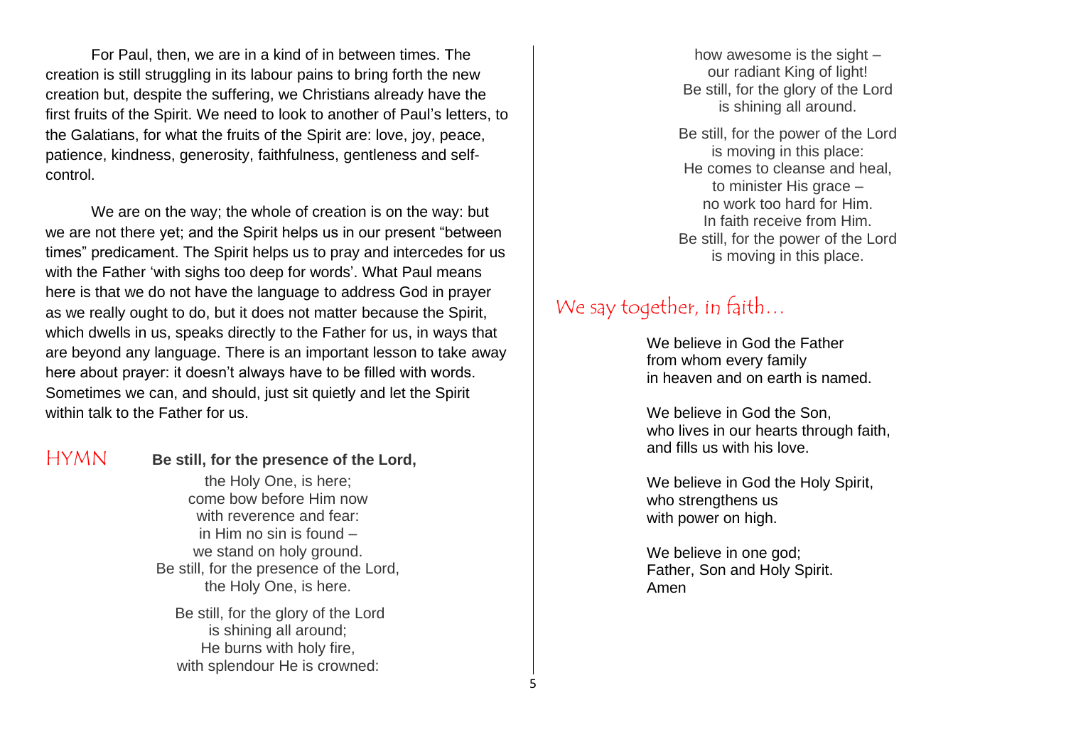For Paul, then, we are in a kind of in between times. The creation is still struggling in its labour pains to bring forth the new creation but, despite the suffering, we Christians already have the first fruits of the Spirit. We need to look to another of Paul's letters, to the Galatians, for what the fruits of the Spirit are: love, joy, peace, patience, kindness, generosity, faithfulness, gentleness and self-control.

We are on the way; the whole of creation is on the way: but we are not there yet; and the Spirit helps us in our present "between times" predicament. The Spirit helps us to pray and intercedes for us with the Father 'with sighs too deep for words'. What Paul means here is that we do not have the language to address God in prayer as we really ought to do, but it does not matter because the Spirit, which dwells in us, speaks directly to the Father for us, in ways that are beyond any language. There is an important lesson to take away here about prayer: it doesn't always have to be filled with words. Sometimes we can, and should, just sit quietly and let the Spirit within talk to the Father for us.

## HYMN

**Be still, for the presence of the Lord,**
the Holy One, is here;
come bow before Him now
with reverence and fear:
in Him no sin is found –
we stand on holy ground.
Be still, for the presence of the Lord,
the Holy One, is here.

Be still, for the glory of the Lord
is shining all around;
He burns with holy fire,
with splendour He is crowned:
how awesome is the sight –
our radiant King of light!
Be still, for the glory of the Lord
is shining all around.

Be still, for the power of the Lord
is moving in this place:
He comes to cleanse and heal,
to minister His grace –
no work too hard for Him.
In faith receive from Him.
Be still, for the power of the Lord
is moving in this place.

## We say together, in faith…

We believe in God the Father
from whom every family
in heaven and on earth is named.

We believe in God the Son,
who lives in our hearts through faith,
and fills us with his love.

We believe in God the Holy Spirit,
who strengthens us
with power on high.

We believe in one god;
Father, Son and Holy Spirit.
Amen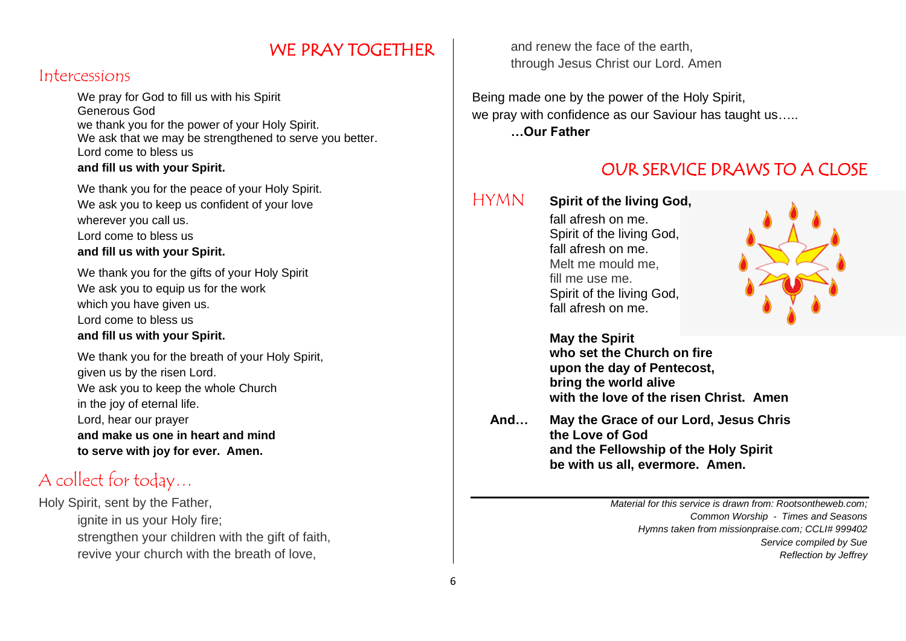## WE PRAY TOGETHER

### Intercessions

We pray for God to fill us with his Spirit
Generous God
we thank you for the power of your Holy Spirit.
We ask that we may be strengthened to serve you better.
Lord come to bless us
**and fill us with your Spirit.**

We thank you for the peace of your Holy Spirit.
We ask you to keep us confident of your love
wherever you call us.
Lord come to bless us
**and fill us with your Spirit.**

We thank you for the gifts of your Holy Spirit
We ask you to equip us for the work
which you have given us.
Lord come to bless us
**and fill us with your Spirit.**

We thank you for the breath of your Holy Spirit,
given us by the risen Lord.
We ask you to keep the whole Church
in the joy of eternal life.
Lord, hear our prayer
**and make us one in heart and mind**
**to serve with joy for ever. Amen.**

### A collect for today…

Holy Spirit, sent by the Father,
ignite in us your Holy fire;
strengthen your children with the gift of faith,
revive your church with the breath of love,
and renew the face of the earth,
through Jesus Christ our Lord. Amen

Being made one by the power of the Holy Spirit,
we pray with confidence as our Saviour has taught us…..
**…Our Father**

## OUR SERVICE DRAWS TO A CLOSE

HYMN **Spirit of the living God,**
fall afresh on me.
Spirit of the living God,
fall afresh on me.
Melt me mould me,
fill me use me.
Spirit of the living God,
fall afresh on me.

**May the Spirit**
**who set the Church on fire**
**upon the day of Pentecost,**
**bring the world alive**
**with the love of the risen Christ. Amen**

**And…** **May the Grace of our Lord, Jesus Chris**
**the Love of God**
**and the Fellowship of the Holy Spirit**
**be with us all, evermore. Amen.**

*Material for this service is drawn from: Rootsontheweb.com;*
*Common Worship - Times and Seasons*
*Hymns taken from missionpraise.com; CCLI# 999402*
*Service compiled by Sue*
*Reflection by Jeffrey*